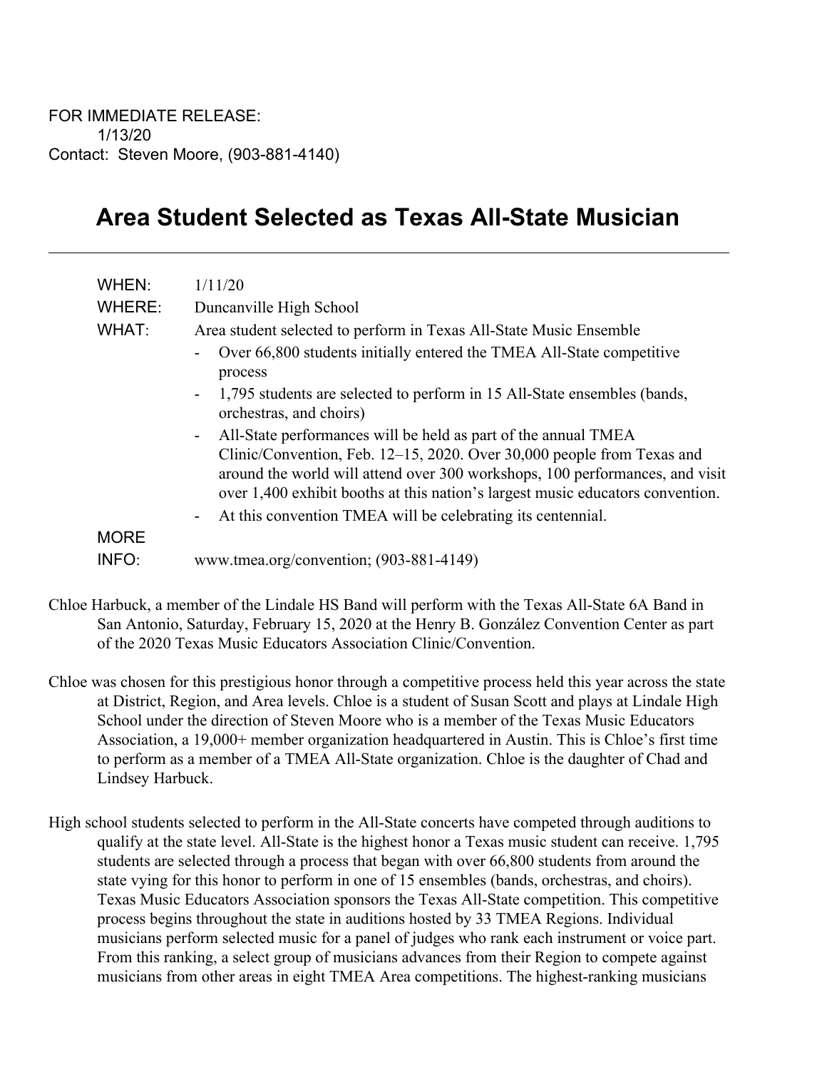FOR IMMEDIATE RELEASE:
1/13/20
Contact: Steven Moore, (903-881-4140)

# Area Student Selected as Texas All-State Musician

---

**WHEN:** 1/11/20

**WHERE:** Duncanville High School

**WHAT:** Area student selected to perform in Texas All-State Music Ensemble

- Over 66,800 students initially entered the TMEA All-State competitive process
- 1,795 students are selected to perform in 15 All-State ensembles (bands, orchestras, and choirs)
- All-State performances will be held as part of the annual TMEA Clinic/Convention, Feb. 12–15, 2020. Over 30,000 people from Texas and around the world will attend over 300 workshops, 100 performances, and visit over 1,400 exhibit booths at this nation's largest music educators convention.
- At this convention TMEA will be celebrating its centennial.

**MORE INFO:** www.tmea.org/convention; (903-881-4149)

Chloe Harbuck, a member of the Lindale HS Band will perform with the Texas All-State 6A Band in San Antonio, Saturday, February 15, 2020 at the Henry B. González Convention Center as part of the 2020 Texas Music Educators Association Clinic/Convention.

Chloe was chosen for this prestigious honor through a competitive process held this year across the state at District, Region, and Area levels. Chloe is a student of Susan Scott and plays at Lindale High School under the direction of Steven Moore who is a member of the Texas Music Educators Association, a 19,000+ member organization headquartered in Austin. This is Chloe's first time to perform as a member of a TMEA All-State organization. Chloe is the daughter of Chad and Lindsey Harbuck.

High school students selected to perform in the All-State concerts have competed through auditions to qualify at the state level. All-State is the highest honor a Texas music student can receive. 1,795 students are selected through a process that began with over 66,800 students from around the state vying for this honor to perform in one of 15 ensembles (bands, orchestras, and choirs). Texas Music Educators Association sponsors the Texas All-State competition. This competitive process begins throughout the state in auditions hosted by 33 TMEA Regions. Individual musicians perform selected music for a panel of judges who rank each instrument or voice part. From this ranking, a select group of musicians advances from their Region to compete against musicians from other areas in eight TMEA Area competitions. The highest-ranking musicians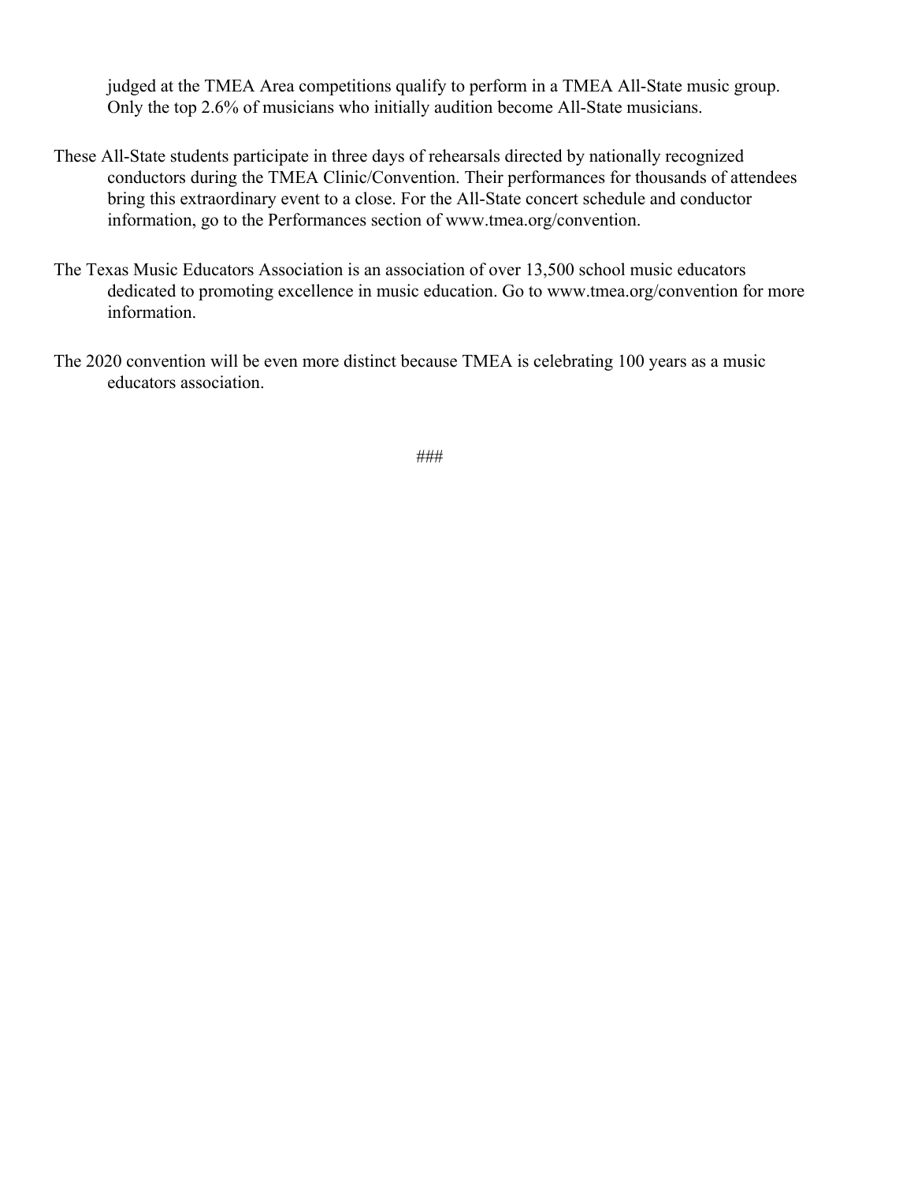judged at the TMEA Area competitions qualify to perform in a TMEA All-State music group. Only the top 2.6% of musicians who initially audition become All-State musicians.

These All-State students participate in three days of rehearsals directed by nationally recognized conductors during the TMEA Clinic/Convention. Their performances for thousands of attendees bring this extraordinary event to a close. For the All-State concert schedule and conductor information, go to the Performances section of www.tmea.org/convention.

The Texas Music Educators Association is an association of over 13,500 school music educators dedicated to promoting excellence in music education. Go to www.tmea.org/convention for more information.

The 2020 convention will be even more distinct because TMEA is celebrating 100 years as a music educators association.

###